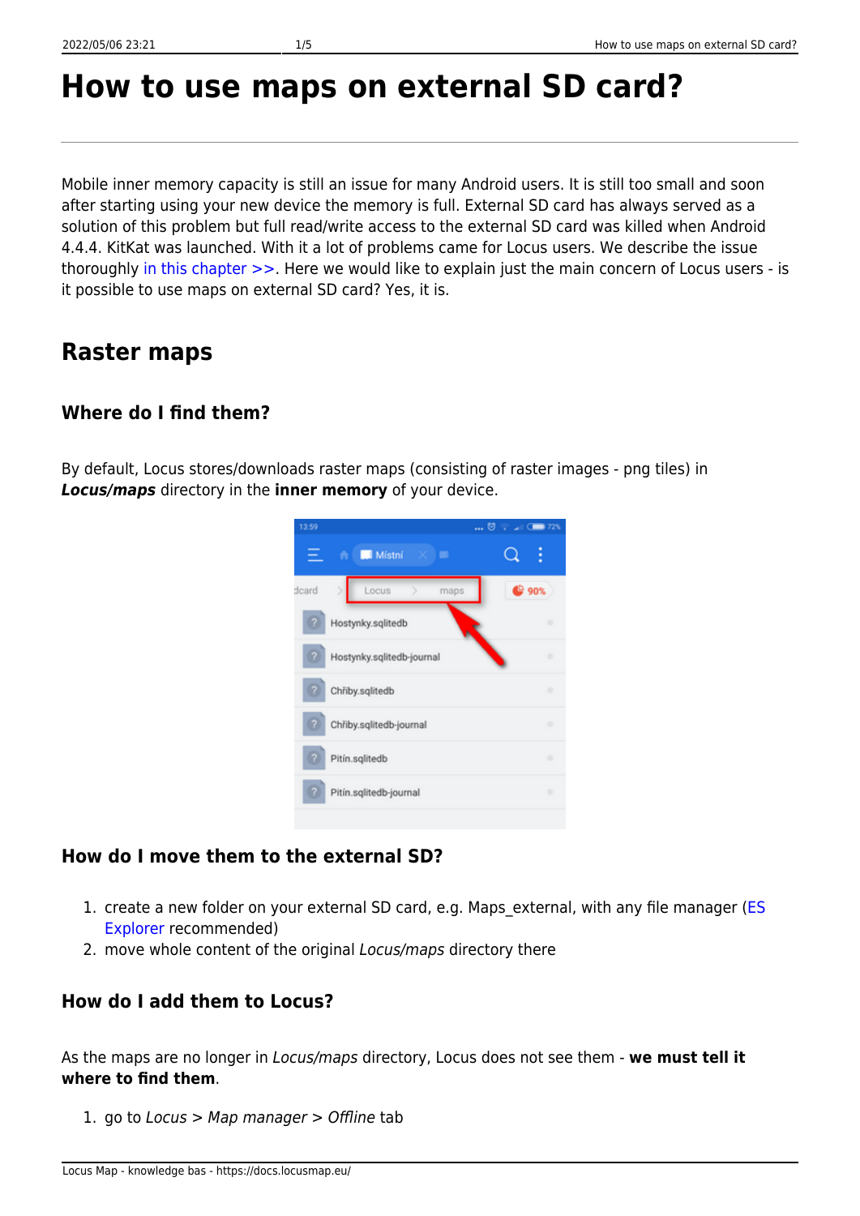# How to use maps on external SD card?

Mobile inner memory capacity is still an issue for many Android users. It is still too small and soon after starting using your new device the memory is full. External SD card has always served as a solution of this problem but full read/write access to the external SD card was killed when Android 4.4.4. KitKat was launched. With it a lot of problems came for Locus users. We describe the issue thoroughly in this chapter >>. Here we would like to explain just the main concern of Locus users - is it possible to use maps on external SD card? Yes, it is.

## Raster maps

### Where do I find them?

By default, Locus stores/downloads raster maps (consisting of raster images - png tiles) in ***Locus/maps*** directory in the **inner memory** of your device.

### How do I move them to the external SD?

1. create a new folder on your external SD card, e.g. Maps_external, with any file manager (ES Explorer recommended)
2. move whole content of the original *Locus/maps* directory there

### How do I add them to Locus?

As the maps are no longer in *Locus/maps* directory, Locus does not see them - **we must tell it where to find them**.

1. go to *Locus* > *Map manager* > *Offline* tab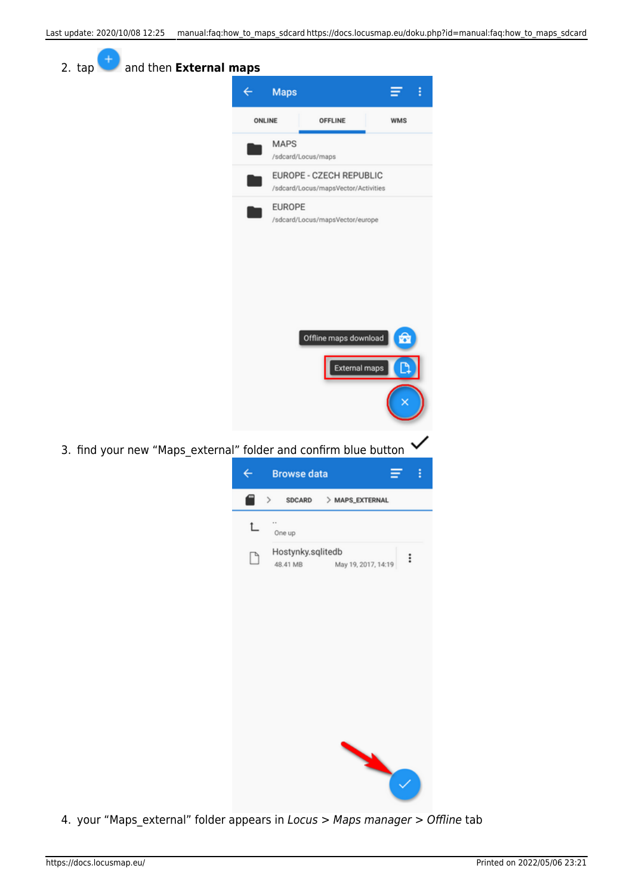2. tap and then **External maps**

3. find your new “Maps_external” folder and confirm blue button ✓

4. your “Maps_external” folder appears in *Locus* > *Maps manager* > *Offline* tab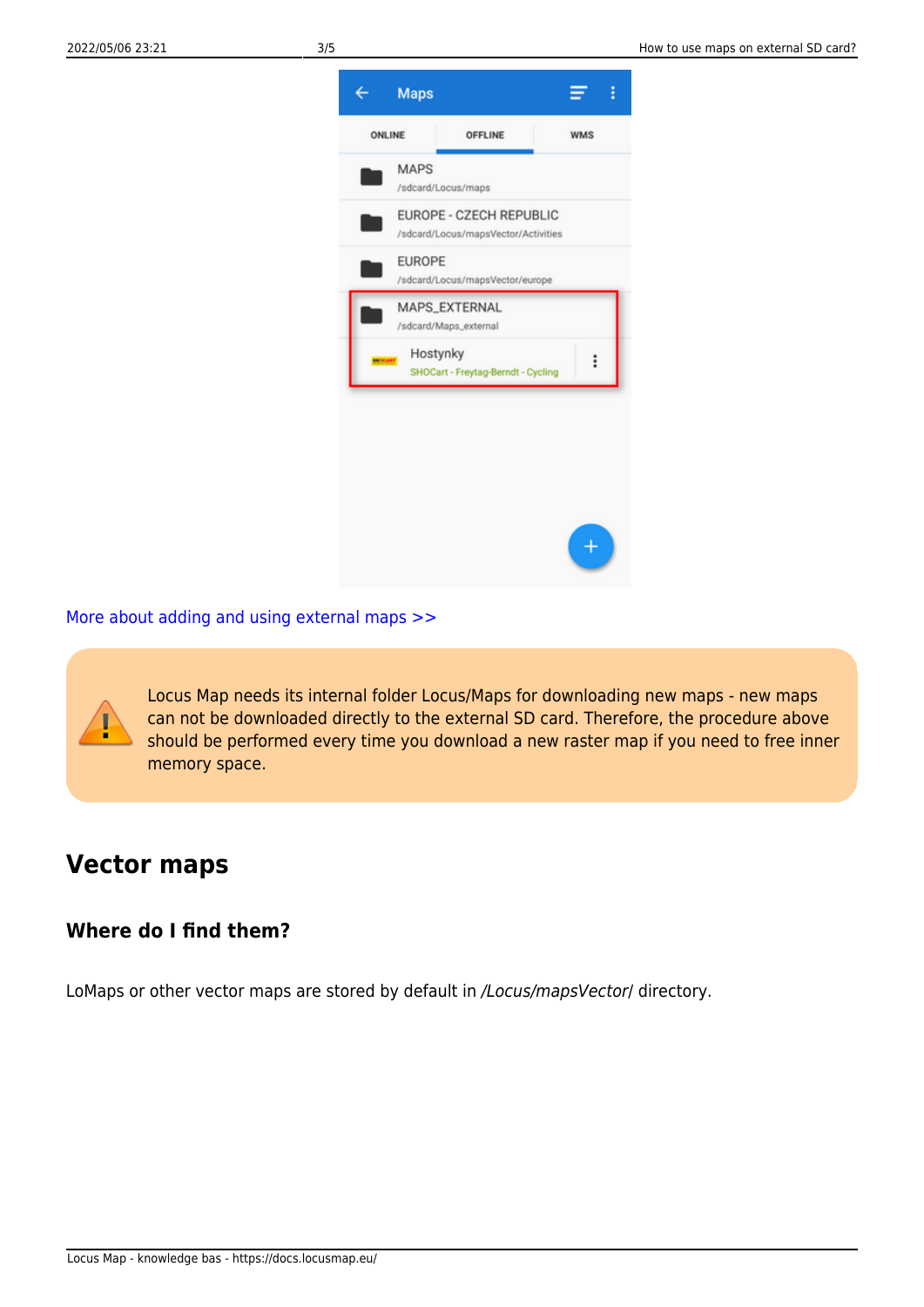[More about adding and using external maps >>]

Locus Map needs its internal folder Locus/Maps for downloading new maps - new maps can not be downloaded directly to the external SD card. Therefore, the procedure above should be performed every time you download a new raster map if you need to free inner memory space.

## Vector maps

### Where do I find them?

LoMaps or other vector maps are stored by default in */Locus/mapsVector/* directory.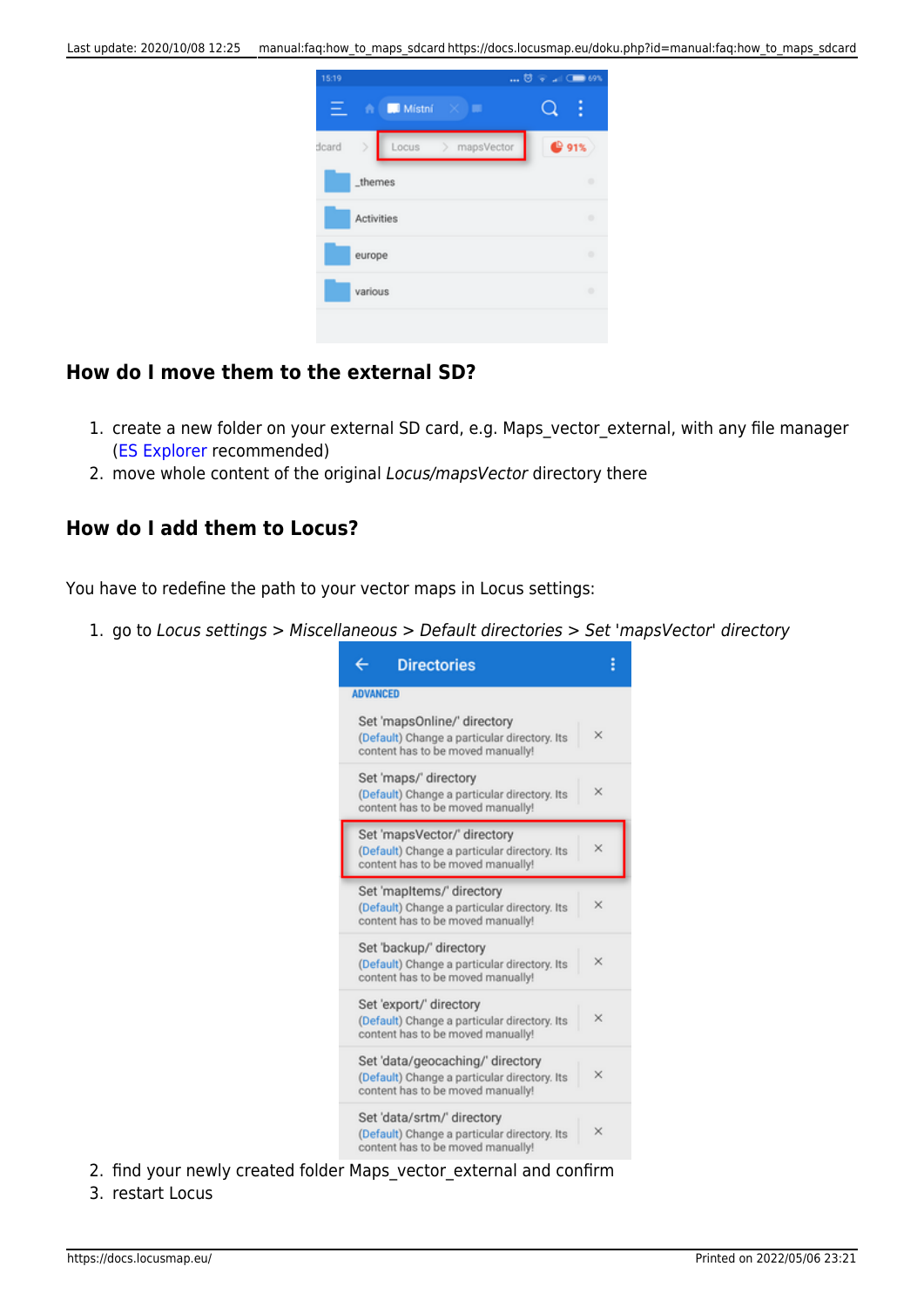## How do I move them to the external SD?

1. create a new folder on your external SD card, e.g. Maps_vector_external, with any file manager (ES Explorer recommended)
2. move whole content of the original *Locus/mapsVector* directory there

## How do I add them to Locus?

You have to redefine the path to your vector maps in Locus settings:

1. go to *Locus settings* > *Miscellaneous* > *Default directories* > *Set* '*mapsVector*' *directory*
2. find your newly created folder Maps_vector_external and confirm
3. restart Locus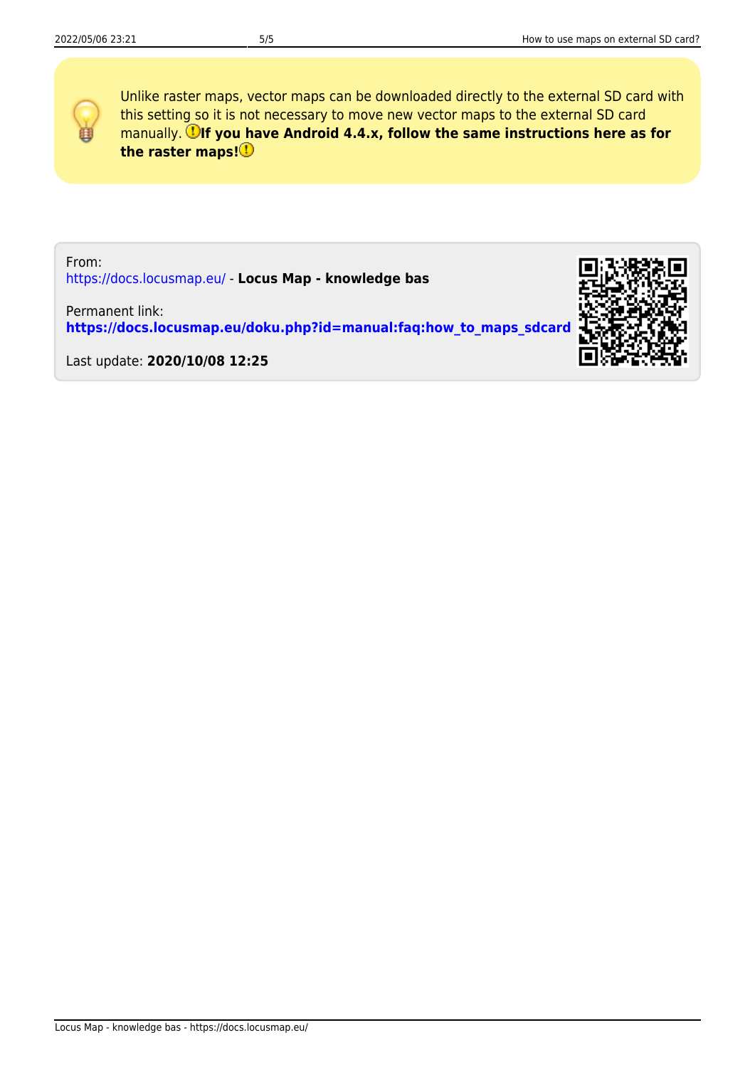Unlike raster maps, vector maps can be downloaded directly to the external SD card with this setting so it is not necessary to move new vector maps to the external SD card manually. **If you have Android 4.4.x, follow the same instructions here as for the raster maps!**

From:
https://docs.locusmap.eu/ - **Locus Map - knowledge bas**

Permanent link:
**https://docs.locusmap.eu/doku.php?id=manual:faq:how_to_maps_sdcard**

Last update: **2020/10/08 12:25**